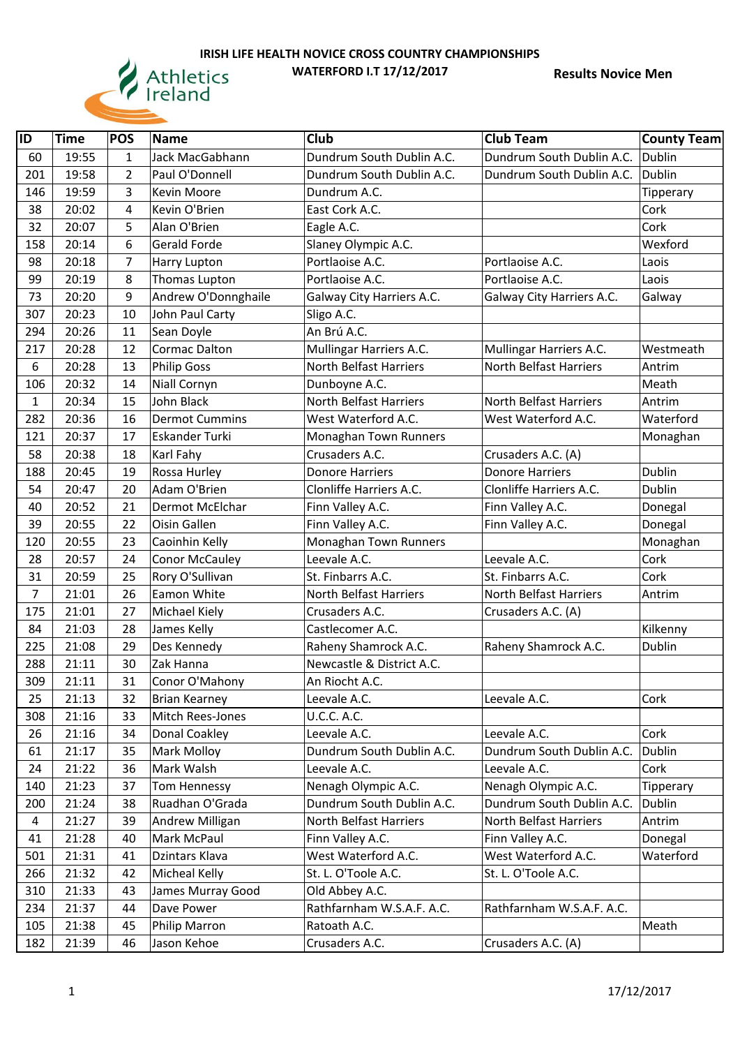# IRISH LIFE HEALTH NOVICE CROSS COUNTRY CHAMPIONSHIPS

**WATERFORD I.T 17/12/2017**

**Results Novice Men**

| ID | Time | POS | Name | Club | Club Team | County Team |
|---|---|---|---|---|---|---|
| 60 | 19:55 | 1 | Jack MacGabhann | Dundrum South Dublin A.C. | Dundrum South Dublin A.C. | Dublin |
| 201 | 19:58 | 2 | Paul O'Donnell | Dundrum South Dublin A.C. | Dundrum South Dublin A.C. | Dublin |
| 146 | 19:59 | 3 | Kevin Moore | Dundrum A.C. | | Tipperary |
| 38 | 20:02 | 4 | Kevin O'Brien | East Cork A.C. | | Cork |
| 32 | 20:07 | 5 | Alan O'Brien | Eagle A.C. | | Cork |
| 158 | 20:14 | 6 | Gerald Forde | Slaney Olympic A.C. | | Wexford |
| 98 | 20:18 | 7 | Harry Lupton | Portlaoise A.C. | Portlaoise A.C. | Laois |
| 99 | 20:19 | 8 | Thomas Lupton | Portlaoise A.C. | Portlaoise A.C. | Laois |
| 73 | 20:20 | 9 | Andrew O'Donnghaile | Galway City Harriers A.C. | Galway City Harriers A.C. | Galway |
| 307 | 20:23 | 10 | John Paul Carty | Sligo A.C. | | |
| 294 | 20:26 | 11 | Sean Doyle | An Brú A.C. | | |
| 217 | 20:28 | 12 | Cormac Dalton | Mullingar Harriers A.C. | Mullingar Harriers A.C. | Westmeath |
| 6 | 20:28 | 13 | Philip Goss | North Belfast Harriers | North Belfast Harriers | Antrim |
| 106 | 20:32 | 14 | Niall Cornyn | Dunboyne A.C. | | Meath |
| 1 | 20:34 | 15 | John Black | North Belfast Harriers | North Belfast Harriers | Antrim |
| 282 | 20:36 | 16 | Dermot Cummins | West Waterford A.C. | West Waterford A.C. | Waterford |
| 121 | 20:37 | 17 | Eskander Turki | Monaghan Town Runners | | Monaghan |
| 58 | 20:38 | 18 | Karl Fahy | Crusaders A.C. | Crusaders A.C. (A) | |
| 188 | 20:45 | 19 | Rossa Hurley | Donore Harriers | Donore Harriers | Dublin |
| 54 | 20:47 | 20 | Adam O'Brien | Clonliffe Harriers A.C. | Clonliffe Harriers A.C. | Dublin |
| 40 | 20:52 | 21 | Dermot McElchar | Finn Valley A.C. | Finn Valley A.C. | Donegal |
| 39 | 20:55 | 22 | Oisin Gallen | Finn Valley A.C. | Finn Valley A.C. | Donegal |
| 120 | 20:55 | 23 | Caoinhin Kelly | Monaghan Town Runners | | Monaghan |
| 28 | 20:57 | 24 | Conor McCauley | Leevale A.C. | Leevale A.C. | Cork |
| 31 | 20:59 | 25 | Rory O'Sullivan | St. Finbarrs A.C. | St. Finbarrs A.C. | Cork |
| 7 | 21:01 | 26 | Eamon White | North Belfast Harriers | North Belfast Harriers | Antrim |
| 175 | 21:01 | 27 | Michael Kiely | Crusaders A.C. | Crusaders A.C. (A) | |
| 84 | 21:03 | 28 | James Kelly | Castlecomer A.C. | | Kilkenny |
| 225 | 21:08 | 29 | Des Kennedy | Raheny Shamrock A.C. | Raheny Shamrock A.C. | Dublin |
| 288 | 21:11 | 30 | Zak Hanna | Newcastle & District A.C. | | |
| 309 | 21:11 | 31 | Conor O'Mahony | An Riocht A.C. | | |
| 25 | 21:13 | 32 | Brian Kearney | Leevale A.C. | Leevale A.C. | Cork |
| 308 | 21:16 | 33 | Mitch Rees-Jones | U.C.C. A.C. | | |
| 26 | 21:16 | 34 | Donal Coakley | Leevale A.C. | Leevale A.C. | Cork |
| 61 | 21:17 | 35 | Mark Molloy | Dundrum South Dublin A.C. | Dundrum South Dublin A.C. | Dublin |
| 24 | 21:22 | 36 | Mark Walsh | Leevale A.C. | Leevale A.C. | Cork |
| 140 | 21:23 | 37 | Tom Hennessy | Nenagh Olympic A.C. | Nenagh Olympic A.C. | Tipperary |
| 200 | 21:24 | 38 | Ruadhan O'Grada | Dundrum South Dublin A.C. | Dundrum South Dublin A.C. | Dublin |
| 4 | 21:27 | 39 | Andrew Milligan | North Belfast Harriers | North Belfast Harriers | Antrim |
| 41 | 21:28 | 40 | Mark McPaul | Finn Valley A.C. | Finn Valley A.C. | Donegal |
| 501 | 21:31 | 41 | Dzintars Klava | West Waterford A.C. | West Waterford A.C. | Waterford |
| 266 | 21:32 | 42 | Micheal Kelly | St. L. O'Toole A.C. | St. L. O'Toole A.C. | |
| 310 | 21:33 | 43 | James Murray Good | Old Abbey A.C. | | |
| 234 | 21:37 | 44 | Dave Power | Rathfarnham W.S.A.F. A.C. | Rathfarnham W.S.A.F. A.C. | |
| 105 | 21:38 | 45 | Philip Marron | Ratoath A.C. | | Meath |
| 182 | 21:39 | 46 | Jason Kehoe | Crusaders A.C. | Crusaders A.C. (A) | |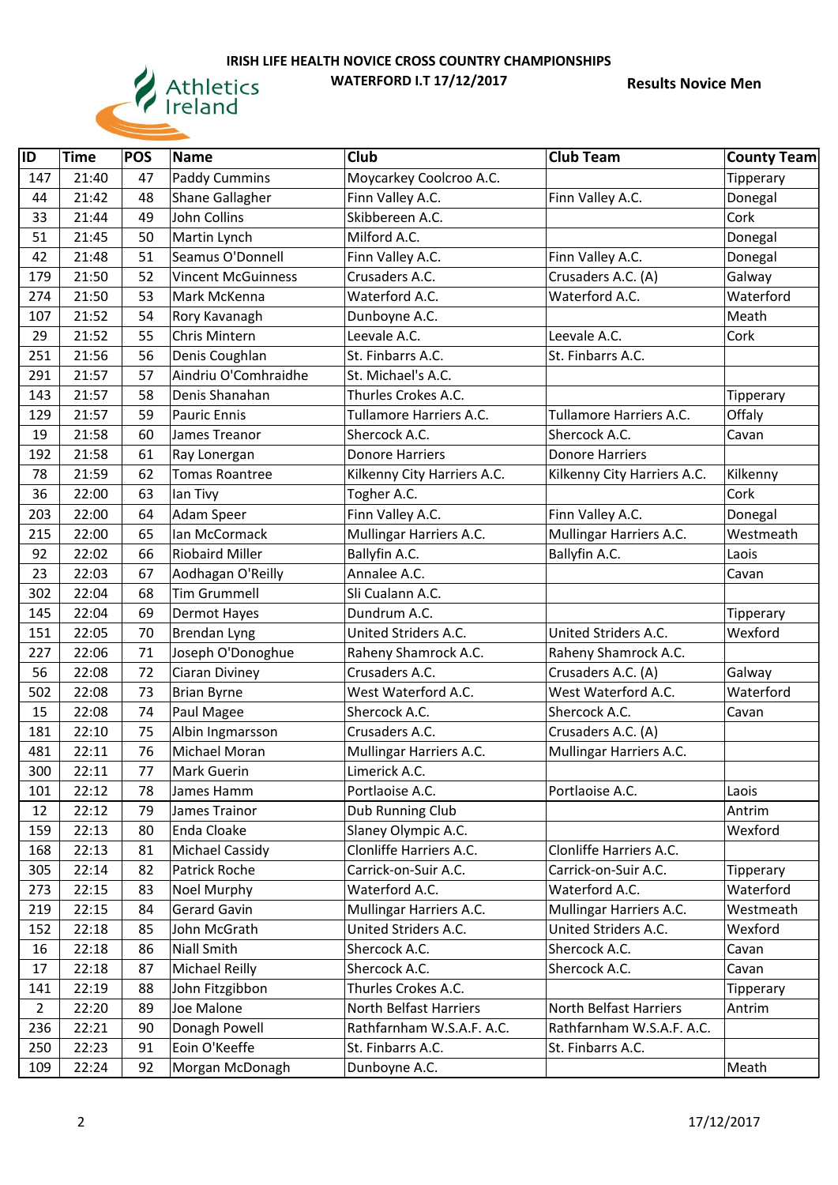IRISH LIFE HEALTH NOVICE CROSS COUNTRY CHAMPIONSHIPS

WATERFORD I.T 17/12/2017

**Results Novice Men**

| ID | Time | POS | Name | Club | Club Team | County Team |
|---|---|---|---|---|---|---|
| 147 | 21:40 | 47 | Paddy Cummins | Moycarkey Coolcroo A.C. | | Tipperary |
| 44 | 21:42 | 48 | Shane Gallagher | Finn Valley A.C. | Finn Valley A.C. | Donegal |
| 33 | 21:44 | 49 | John Collins | Skibbereen A.C. | | Cork |
| 51 | 21:45 | 50 | Martin Lynch | Milford A.C. | | Donegal |
| 42 | 21:48 | 51 | Seamus O'Donnell | Finn Valley A.C. | Finn Valley A.C. | Donegal |
| 179 | 21:50 | 52 | Vincent McGuinness | Crusaders A.C. | Crusaders A.C. (A) | Galway |
| 274 | 21:50 | 53 | Mark McKenna | Waterford A.C. | Waterford A.C. | Waterford |
| 107 | 21:52 | 54 | Rory Kavanagh | Dunboyne A.C. | | Meath |
| 29 | 21:52 | 55 | Chris Mintern | Leevale A.C. | Leevale A.C. | Cork |
| 251 | 21:56 | 56 | Denis Coughlan | St. Finbarrs A.C. | St. Finbarrs A.C. | |
| 291 | 21:57 | 57 | Aindriu O'Comhraidhe | St. Michael's A.C. | | |
| 143 | 21:57 | 58 | Denis Shanahan | Thurles Crokes A.C. | | Tipperary |
| 129 | 21:57 | 59 | Pauric Ennis | Tullamore Harriers A.C. | Tullamore Harriers A.C. | Offaly |
| 19 | 21:58 | 60 | James Treanor | Shercock A.C. | Shercock A.C. | Cavan |
| 192 | 21:58 | 61 | Ray Lonergan | Donore Harriers | Donore Harriers | |
| 78 | 21:59 | 62 | Tomas Roantree | Kilkenny City Harriers A.C. | Kilkenny City Harriers A.C. | Kilkenny |
| 36 | 22:00 | 63 | Ian Tivy | Togher A.C. | | Cork |
| 203 | 22:00 | 64 | Adam Speer | Finn Valley A.C. | Finn Valley A.C. | Donegal |
| 215 | 22:00 | 65 | Ian McCormack | Mullingar Harriers A.C. | Mullingar Harriers A.C. | Westmeath |
| 92 | 22:02 | 66 | Riobaird Miller | Ballyfin A.C. | Ballyfin A.C. | Laois |
| 23 | 22:03 | 67 | Aodhagan O'Reilly | Annalee A.C. | | Cavan |
| 302 | 22:04 | 68 | Tim Grummell | Sli Cualann A.C. | | |
| 145 | 22:04 | 69 | Dermot Hayes | Dundrum A.C. | | Tipperary |
| 151 | 22:05 | 70 | Brendan Lyng | United Striders A.C. | United Striders A.C. | Wexford |
| 227 | 22:06 | 71 | Joseph O'Donoghue | Raheny Shamrock A.C. | Raheny Shamrock A.C. | |
| 56 | 22:08 | 72 | Ciaran Diviney | Crusaders A.C. | Crusaders A.C. (A) | Galway |
| 502 | 22:08 | 73 | Brian Byrne | West Waterford A.C. | West Waterford A.C. | Waterford |
| 15 | 22:08 | 74 | Paul Magee | Shercock A.C. | Shercock A.C. | Cavan |
| 181 | 22:10 | 75 | Albin Ingmarsson | Crusaders A.C. | Crusaders A.C. (A) | |
| 481 | 22:11 | 76 | Michael Moran | Mullingar Harriers A.C. | Mullingar Harriers A.C. | |
| 300 | 22:11 | 77 | Mark Guerin | Limerick A.C. | | |
| 101 | 22:12 | 78 | James Hamm | Portlaoise A.C. | Portlaoise A.C. | Laois |
| 12 | 22:12 | 79 | James Trainor | Dub Running Club | | Antrim |
| 159 | 22:13 | 80 | Enda Cloake | Slaney Olympic A.C. | | Wexford |
| 168 | 22:13 | 81 | Michael Cassidy | Clonliffe Harriers A.C. | Clonliffe Harriers A.C. | |
| 305 | 22:14 | 82 | Patrick Roche | Carrick-on-Suir A.C. | Carrick-on-Suir A.C. | Tipperary |
| 273 | 22:15 | 83 | Noel Murphy | Waterford A.C. | Waterford A.C. | Waterford |
| 219 | 22:15 | 84 | Gerard Gavin | Mullingar Harriers A.C. | Mullingar Harriers A.C. | Westmeath |
| 152 | 22:18 | 85 | John McGrath | United Striders A.C. | United Striders A.C. | Wexford |
| 16 | 22:18 | 86 | Niall Smith | Shercock A.C. | Shercock A.C. | Cavan |
| 17 | 22:18 | 87 | Michael Reilly | Shercock A.C. | Shercock A.C. | Cavan |
| 141 | 22:19 | 88 | John Fitzgibbon | Thurles Crokes A.C. | | Tipperary |
| 2 | 22:20 | 89 | Joe Malone | North Belfast Harriers | North Belfast Harriers | Antrim |
| 236 | 22:21 | 90 | Donagh Powell | Rathfarnham W.S.A.F. A.C. | Rathfarnham W.S.A.F. A.C. | |
| 250 | 22:23 | 91 | Eoin O'Keeffe | St. Finbarrs A.C. | St. Finbarrs A.C. | |
| 109 | 22:24 | 92 | Morgan McDonagh | Dunboyne A.C. | | Meath |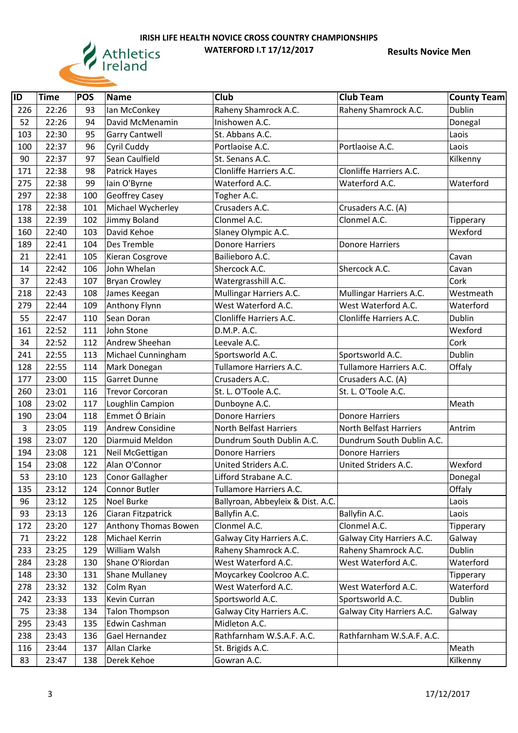**IRISH LIFE HEALTH NOVICE CROSS COUNTRY CHAMPIONSHIPS**

**WATERFORD I.T 17/12/2017**

**Results Novice Men**

| ID | Time | POS | Name | Club | Club Team | County Team |
|---|---|---|---|---|---|---|
| 226 | 22:26 | 93 | Ian McConkey | Raheny Shamrock A.C. | Raheny Shamrock A.C. | Dublin |
| 52 | 22:26 | 94 | David McMenamin | Inishowen A.C. | | Donegal |
| 103 | 22:30 | 95 | Garry Cantwell | St. Abbans A.C. | | Laois |
| 100 | 22:37 | 96 | Cyril Cuddy | Portlaoise A.C. | Portlaoise A.C. | Laois |
| 90 | 22:37 | 97 | Sean Caulfield | St. Senans A.C. | | Kilkenny |
| 171 | 22:38 | 98 | Patrick Hayes | Clonliffe Harriers A.C. | Clonliffe Harriers A.C. | |
| 275 | 22:38 | 99 | Iain O'Byrne | Waterford A.C. | Waterford A.C. | Waterford |
| 297 | 22:38 | 100 | Geoffrey Casey | Togher A.C. | | |
| 178 | 22:38 | 101 | Michael Wycherley | Crusaders A.C. | Crusaders A.C. (A) | |
| 138 | 22:39 | 102 | Jimmy Boland | Clonmel A.C. | Clonmel A.C. | Tipperary |
| 160 | 22:40 | 103 | David Kehoe | Slaney Olympic A.C. | | Wexford |
| 189 | 22:41 | 104 | Des Tremble | Donore Harriers | Donore Harriers | |
| 21 | 22:41 | 105 | Kieran Cosgrove | Bailieboro A.C. | | Cavan |
| 14 | 22:42 | 106 | John Whelan | Shercock A.C. | Shercock A.C. | Cavan |
| 37 | 22:43 | 107 | Bryan Crowley | Watergrasshill A.C. | | Cork |
| 218 | 22:43 | 108 | James Keegan | Mullingar Harriers A.C. | Mullingar Harriers A.C. | Westmeath |
| 279 | 22:44 | 109 | Anthony Flynn | West Waterford A.C. | West Waterford A.C. | Waterford |
| 55 | 22:47 | 110 | Sean Doran | Clonliffe Harriers A.C. | Clonliffe Harriers A.C. | Dublin |
| 161 | 22:52 | 111 | John Stone | D.M.P. A.C. | | Wexford |
| 34 | 22:52 | 112 | Andrew Sheehan | Leevale A.C. | | Cork |
| 241 | 22:55 | 113 | Michael Cunningham | Sportsworld A.C. | Sportsworld A.C. | Dublin |
| 128 | 22:55 | 114 | Mark Donegan | Tullamore Harriers A.C. | Tullamore Harriers A.C. | Offaly |
| 177 | 23:00 | 115 | Garret Dunne | Crusaders A.C. | Crusaders A.C. (A) | |
| 260 | 23:01 | 116 | Trevor Corcoran | St. L. O'Toole A.C. | St. L. O'Toole A.C. | |
| 108 | 23:02 | 117 | Loughlin Campion | Dunboyne A.C. | | Meath |
| 190 | 23:04 | 118 | Emmet Ó Briain | Donore Harriers | Donore Harriers | |
| 3 | 23:05 | 119 | Andrew Considine | North Belfast Harriers | North Belfast Harriers | Antrim |
| 198 | 23:07 | 120 | Diarmuid Meldon | Dundrum South Dublin A.C. | Dundrum South Dublin A.C. | |
| 194 | 23:08 | 121 | Neil McGettigan | Donore Harriers | Donore Harriers | |
| 154 | 23:08 | 122 | Alan O'Connor | United Striders A.C. | United Striders A.C. | Wexford |
| 53 | 23:10 | 123 | Conor Gallagher | Lifford Strabane A.C. | | Donegal |
| 135 | 23:12 | 124 | Connor Butler | Tullamore Harriers A.C. | | Offaly |
| 96 | 23:12 | 125 | Noel Burke | Ballyroan, Abbeyleix & Dist. A.C. | | Laois |
| 93 | 23:13 | 126 | Ciaran Fitzpatrick | Ballyfin A.C. | Ballyfin A.C. | Laois |
| 172 | 23:20 | 127 | Anthony Thomas Bowen | Clonmel A.C. | Clonmel A.C. | Tipperary |
| 71 | 23:22 | 128 | Michael Kerrin | Galway City Harriers A.C. | Galway City Harriers A.C. | Galway |
| 233 | 23:25 | 129 | William Walsh | Raheny Shamrock A.C. | Raheny Shamrock A.C. | Dublin |
| 284 | 23:28 | 130 | Shane O'Riordan | West Waterford A.C. | West Waterford A.C. | Waterford |
| 148 | 23:30 | 131 | Shane Mullaney | Moycarkey Coolcroo A.C. | | Tipperary |
| 278 | 23:32 | 132 | Colm Ryan | West Waterford A.C. | West Waterford A.C. | Waterford |
| 242 | 23:33 | 133 | Kevin Curran | Sportsworld A.C. | Sportsworld A.C. | Dublin |
| 75 | 23:38 | 134 | Talon Thompson | Galway City Harriers A.C. | Galway City Harriers A.C. | Galway |
| 295 | 23:43 | 135 | Edwin Cashman | Midleton A.C. | | |
| 238 | 23:43 | 136 | Gael Hernandez | Rathfarnham W.S.A.F. A.C. | Rathfarnham W.S.A.F. A.C. | |
| 116 | 23:44 | 137 | Allan Clarke | St. Brigids A.C. | | Meath |
| 83 | 23:47 | 138 | Derek Kehoe | Gowran A.C. | | Kilkenny |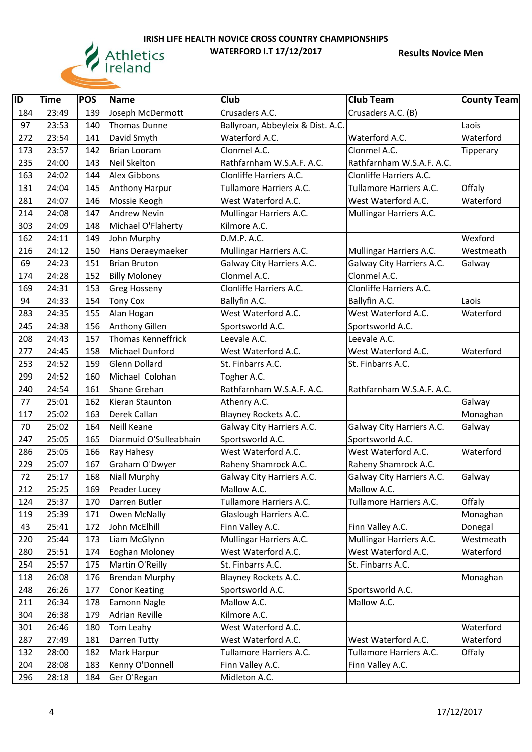**IRISH LIFE HEALTH NOVICE CROSS COUNTRY CHAMPIONSHIPS**

**WATERFORD I.T 17/12/2017**

**Results Novice Men**

| ID | Time | POS | Name | Club | Club Team | County Team |
|---|---|---|---|---|---|---|
| 184 | 23:49 | 139 | Joseph McDermott | Crusaders A.C. | Crusaders A.C. (B) | |
| 97 | 23:53 | 140 | Thomas Dunne | Ballyroan, Abbeyleix & Dist. A.C. | | Laois |
| 272 | 23:54 | 141 | David Smyth | Waterford A.C. | Waterford A.C. | Waterford |
| 173 | 23:57 | 142 | Brian Looram | Clonmel A.C. | Clonmel A.C. | Tipperary |
| 235 | 24:00 | 143 | Neil Skelton | Rathfarnham W.S.A.F. A.C. | Rathfarnham W.S.A.F. A.C. | |
| 163 | 24:02 | 144 | Alex Gibbons | Clonliffe Harriers A.C. | Clonliffe Harriers A.C. | |
| 131 | 24:04 | 145 | Anthony Harpur | Tullamore Harriers A.C. | Tullamore Harriers A.C. | Offaly |
| 281 | 24:07 | 146 | Mossie Keogh | West Waterford A.C. | West Waterford A.C. | Waterford |
| 214 | 24:08 | 147 | Andrew Nevin | Mullingar Harriers A.C. | Mullingar Harriers A.C. | |
| 303 | 24:09 | 148 | Michael O'Flaherty | Kilmore A.C. | | |
| 162 | 24:11 | 149 | John Murphy | D.M.P. A.C. | | Wexford |
| 216 | 24:12 | 150 | Hans Deraeymaeker | Mullingar Harriers A.C. | Mullingar Harriers A.C. | Westmeath |
| 69 | 24:23 | 151 | Brian Bruton | Galway City Harriers A.C. | Galway City Harriers A.C. | Galway |
| 174 | 24:28 | 152 | Billy Moloney | Clonmel A.C. | Clonmel A.C. | |
| 169 | 24:31 | 153 | Greg Hosseny | Clonliffe Harriers A.C. | Clonliffe Harriers A.C. | |
| 94 | 24:33 | 154 | Tony Cox | Ballyfin A.C. | Ballyfin A.C. | Laois |
| 283 | 24:35 | 155 | Alan Hogan | West Waterford A.C. | West Waterford A.C. | Waterford |
| 245 | 24:38 | 156 | Anthony Gillen | Sportsworld A.C. | Sportsworld A.C. | |
| 208 | 24:43 | 157 | Thomas Kenneffrick | Leevale A.C. | Leevale A.C. | |
| 277 | 24:45 | 158 | Michael Dunford | West Waterford A.C. | West Waterford A.C. | Waterford |
| 253 | 24:52 | 159 | Glenn Dollard | St. Finbarrs A.C. | St. Finbarrs A.C. | |
| 299 | 24:52 | 160 | Michael Colohan | Togher A.C. | | |
| 240 | 24:54 | 161 | Shane Grehan | Rathfarnham W.S.A.F. A.C. | Rathfarnham W.S.A.F. A.C. | |
| 77 | 25:01 | 162 | Kieran Staunton | Athenry A.C. | | Galway |
| 117 | 25:02 | 163 | Derek Callan | Blayney Rockets A.C. | | Monaghan |
| 70 | 25:02 | 164 | Neill Keane | Galway City Harriers A.C. | Galway City Harriers A.C. | Galway |
| 247 | 25:05 | 165 | Diarmuid O'Sulleabhain | Sportsworld A.C. | Sportsworld A.C. | |
| 286 | 25:05 | 166 | Ray Hahesy | West Waterford A.C. | West Waterford A.C. | Waterford |
| 229 | 25:07 | 167 | Graham O'Dwyer | Raheny Shamrock A.C. | Raheny Shamrock A.C. | |
| 72 | 25:17 | 168 | Niall Murphy | Galway City Harriers A.C. | Galway City Harriers A.C. | Galway |
| 212 | 25:25 | 169 | Peader Lucey | Mallow A.C. | Mallow A.C. | |
| 124 | 25:37 | 170 | Darren Butler | Tullamore Harriers A.C. | Tullamore Harriers A.C. | Offaly |
| 119 | 25:39 | 171 | Owen McNally | Glaslough Harriers A.C. | | Monaghan |
| 43 | 25:41 | 172 | John McElhill | Finn Valley A.C. | Finn Valley A.C. | Donegal |
| 220 | 25:44 | 173 | Liam McGlynn | Mullingar Harriers A.C. | Mullingar Harriers A.C. | Westmeath |
| 280 | 25:51 | 174 | Eoghan Moloney | West Waterford A.C. | West Waterford A.C. | Waterford |
| 254 | 25:57 | 175 | Martin O'Reilly | St. Finbarrs A.C. | St. Finbarrs A.C. | |
| 118 | 26:08 | 176 | Brendan Murphy | Blayney Rockets A.C. | | Monaghan |
| 248 | 26:26 | 177 | Conor Keating | Sportsworld A.C. | Sportsworld A.C. | |
| 211 | 26:34 | 178 | Eamonn Nagle | Mallow A.C. | Mallow A.C. | |
| 304 | 26:38 | 179 | Adrian Reville | Kilmore A.C. | | |
| 301 | 26:46 | 180 | Tom Leahy | West Waterford A.C. | | Waterford |
| 287 | 27:49 | 181 | Darren Tutty | West Waterford A.C. | West Waterford A.C. | Waterford |
| 132 | 28:00 | 182 | Mark Harpur | Tullamore Harriers A.C. | Tullamore Harriers A.C. | Offaly |
| 204 | 28:08 | 183 | Kenny O'Donnell | Finn Valley A.C. | Finn Valley A.C. | |
| 296 | 28:18 | 184 | Ger O'Regan | Midleton A.C. | | |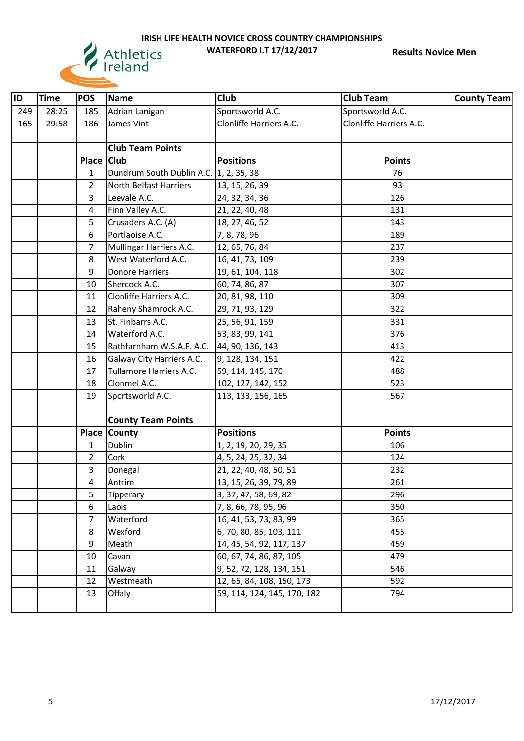IRISH LIFE HEALTH NOVICE CROSS COUNTRY CHAMPIONSHIPS

WATERFORD I.T 17/12/2017

**Results Novice Men**

| ID | Time | POS | Name | Club | Club Team | County Team |
|---|---|---|---|---|---|---|
| 249 | 28:25 | 185 | Adrian Lanigan | Sportsworld A.C. | Sportsworld A.C. | |
| 165 | 29:58 | 186 | James Vint | Clonliffe Harriers A.C. | Clonliffe Harriers A.C. | |

**Club Team Points**

| Place | Club | Positions | Points |
|---|---|---|---|
| 1 | Dundrum South Dublin A.C. | 1, 2, 35, 38 | 76 |
| 2 | North Belfast Harriers | 13, 15, 26, 39 | 93 |
| 3 | Leevale A.C. | 24, 32, 34, 36 | 126 |
| 4 | Finn Valley A.C. | 21, 22, 40, 48 | 131 |
| 5 | Crusaders A.C. (A) | 18, 27, 46, 52 | 143 |
| 6 | Portlaoise A.C. | 7, 8, 78, 96 | 189 |
| 7 | Mullingar Harriers A.C. | 12, 65, 76, 84 | 237 |
| 8 | West Waterford A.C. | 16, 41, 73, 109 | 239 |
| 9 | Donore Harriers | 19, 61, 104, 118 | 302 |
| 10 | Shercock A.C. | 60, 74, 86, 87 | 307 |
| 11 | Clonliffe Harriers A.C. | 20, 81, 98, 110 | 309 |
| 12 | Raheny Shamrock A.C. | 29, 71, 93, 129 | 322 |
| 13 | St. Finbarrs A.C. | 25, 56, 91, 159 | 331 |
| 14 | Waterford A.C. | 53, 83, 99, 141 | 376 |
| 15 | Rathfarnham W.S.A.F. A.C. | 44, 90, 136, 143 | 413 |
| 16 | Galway City Harriers A.C. | 9, 128, 134, 151 | 422 |
| 17 | Tullamore Harriers A.C. | 59, 114, 145, 170 | 488 |
| 18 | Clonmel A.C. | 102, 127, 142, 152 | 523 |
| 19 | Sportsworld A.C. | 113, 133, 156, 165 | 567 |

**County Team Points**

| Place | County | Positions | Points |
|---|---|---|---|
| 1 | Dublin | 1, 2, 19, 20, 29, 35 | 106 |
| 2 | Cork | 4, 5, 24, 25, 32, 34 | 124 |
| 3 | Donegal | 21, 22, 40, 48, 50, 51 | 232 |
| 4 | Antrim | 13, 15, 26, 39, 79, 89 | 261 |
| 5 | Tipperary | 3, 37, 47, 58, 69, 82 | 296 |
| 6 | Laois | 7, 8, 66, 78, 95, 96 | 350 |
| 7 | Waterford | 16, 41, 53, 73, 83, 99 | 365 |
| 8 | Wexford | 6, 70, 80, 85, 103, 111 | 455 |
| 9 | Meath | 14, 45, 54, 92, 117, 137 | 459 |
| 10 | Cavan | 60, 67, 74, 86, 87, 105 | 479 |
| 11 | Galway | 9, 52, 72, 128, 134, 151 | 546 |
| 12 | Westmeath | 12, 65, 84, 108, 150, 173 | 592 |
| 13 | Offaly | 59, 114, 124, 145, 170, 182 | 794 |